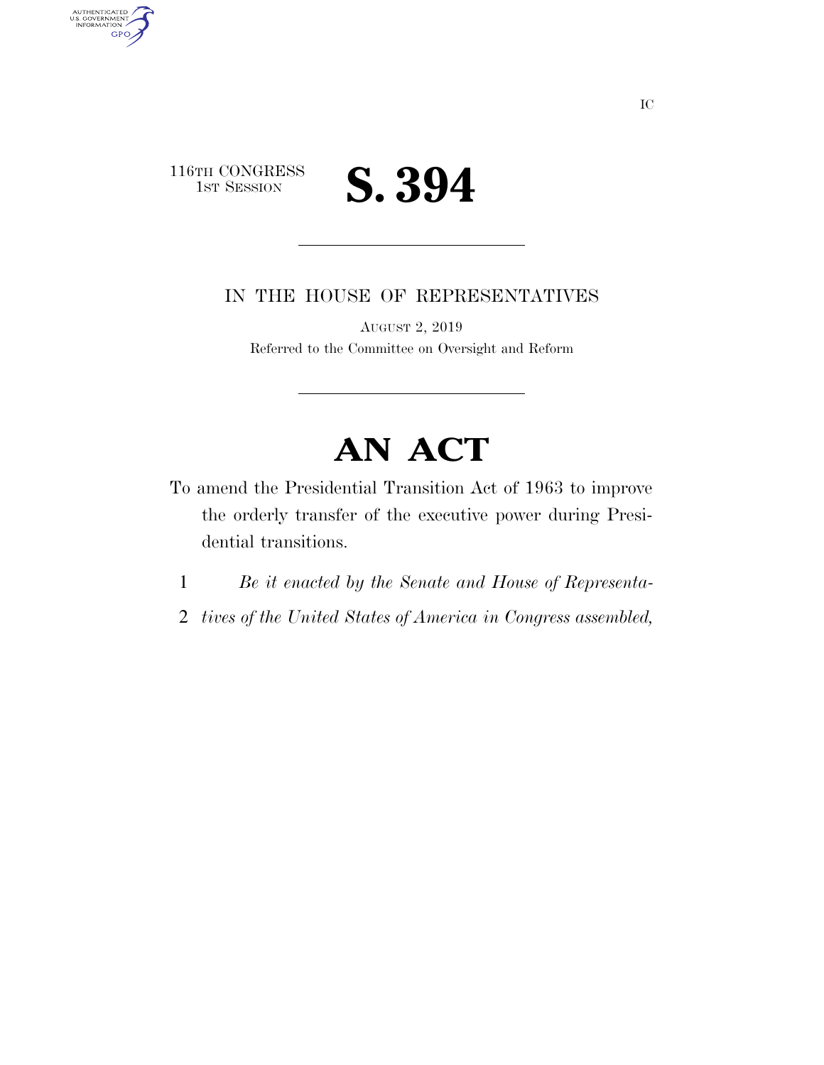IC

116TH CONGRESS
1ST SESSION

# S. 394

IN THE HOUSE OF REPRESENTATIVES

AUGUST 2, 2019

Referred to the Committee on Oversight and Reform

# AN ACT

To amend the Presidential Transition Act of 1963 to improve the orderly transfer of the executive power during Presidential transitions.

1 *Be it enacted by the Senate and House of Representa-*
2 *tives of the United States of America in Congress assembled,*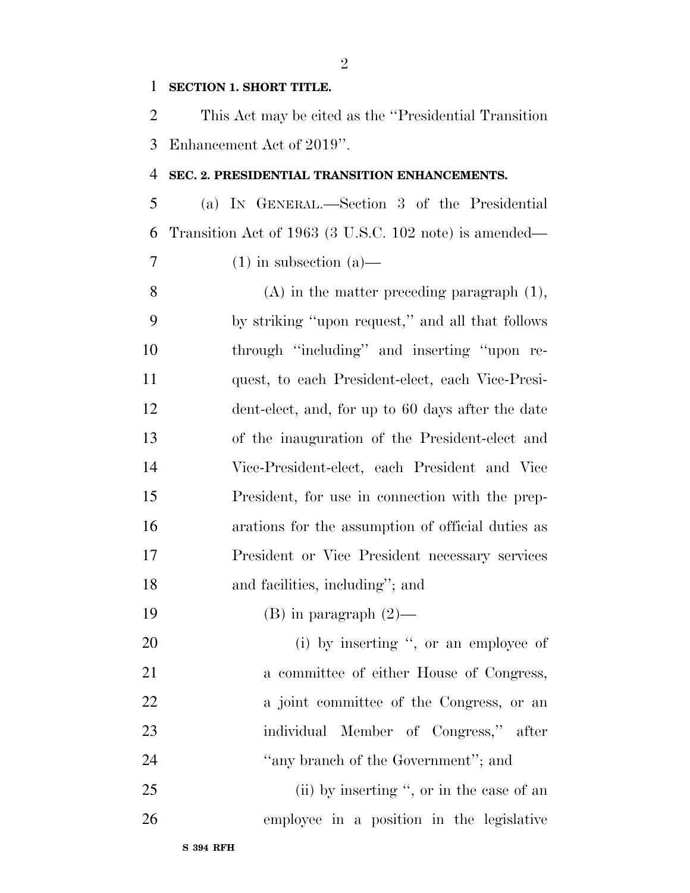**SECTION 1. SHORT TITLE.**

This Act may be cited as the ''Presidential Transition Enhancement Act of 2019''.

**SEC. 2. PRESIDENTIAL TRANSITION ENHANCEMENTS.**

(a) IN GENERAL.—Section 3 of the Presidential Transition Act of 1963 (3 U.S.C. 102 note) is amended—

(1) in subsection (a)—

(A) in the matter preceding paragraph (1), by striking ''upon request,'' and all that follows through ''including'' and inserting ''upon request, to each President-elect, each Vice-President-elect, and, for up to 60 days after the date of the inauguration of the President-elect and Vice-President-elect, each President and Vice President, for use in connection with the preparations for the assumption of official duties as President or Vice President necessary services and facilities, including''; and

(B) in paragraph (2)—

(i) by inserting '', or an employee of a committee of either House of Congress, a joint committee of the Congress, or an individual Member of Congress,'' after ''any branch of the Government''; and

(ii) by inserting '', or in the case of an employee in a position in the legislative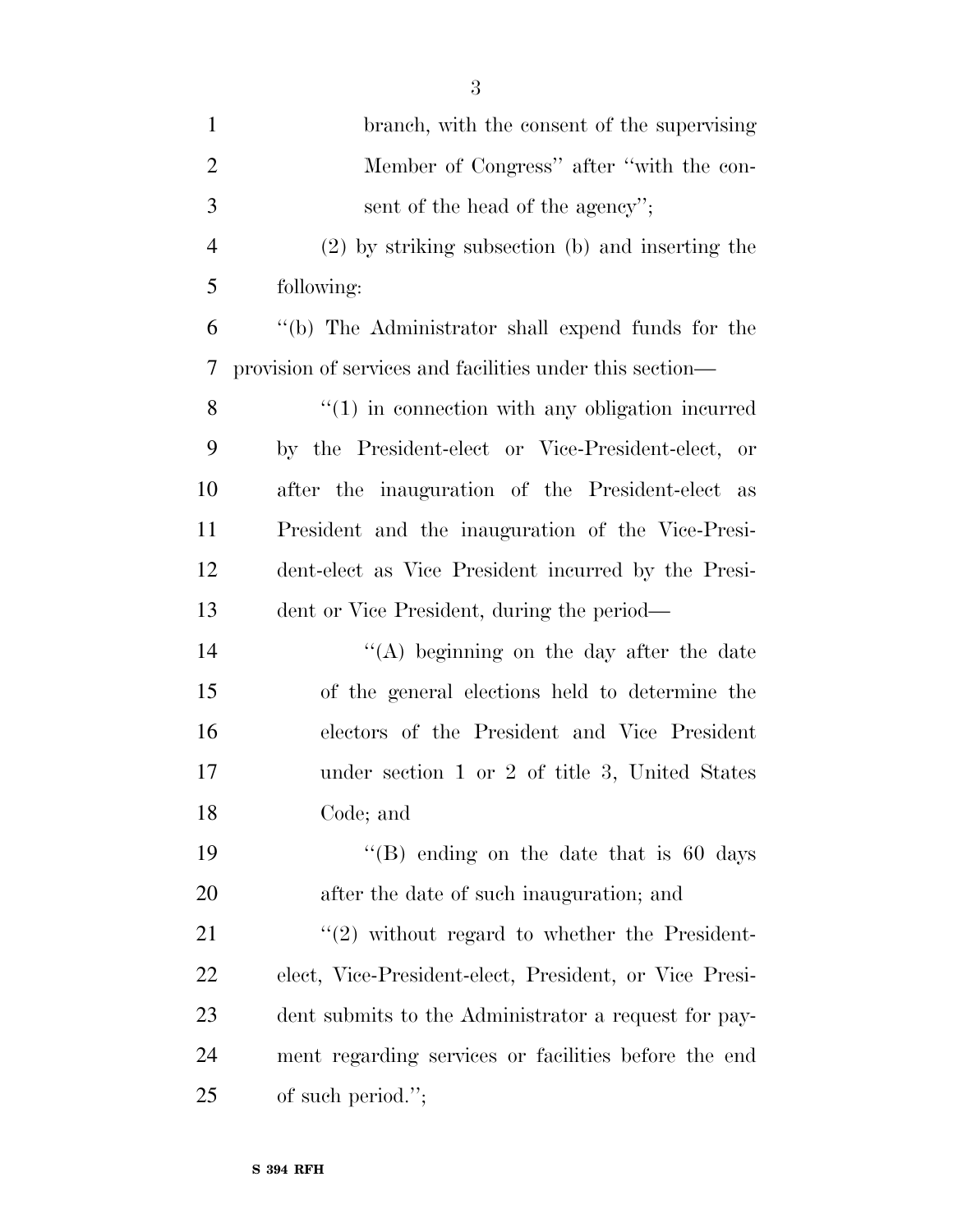branch, with the consent of the supervising Member of Congress'' after ''with the consent of the head of the agency'';

(2) by striking subsection (b) and inserting the following:

''(b) The Administrator shall expend funds for the provision of services and facilities under this section—

''(1) in connection with any obligation incurred by the President-elect or Vice-President-elect, or after the inauguration of the President-elect as President and the inauguration of the Vice-President-elect as Vice President incurred by the President or Vice President, during the period—

''(A) beginning on the day after the date of the general elections held to determine the electors of the President and Vice President under section 1 or 2 of title 3, United States Code; and

''(B) ending on the date that is 60 days after the date of such inauguration; and

''(2) without regard to whether the President-elect, Vice-President-elect, President, or Vice President submits to the Administrator a request for payment regarding services or facilities before the end of such period.'';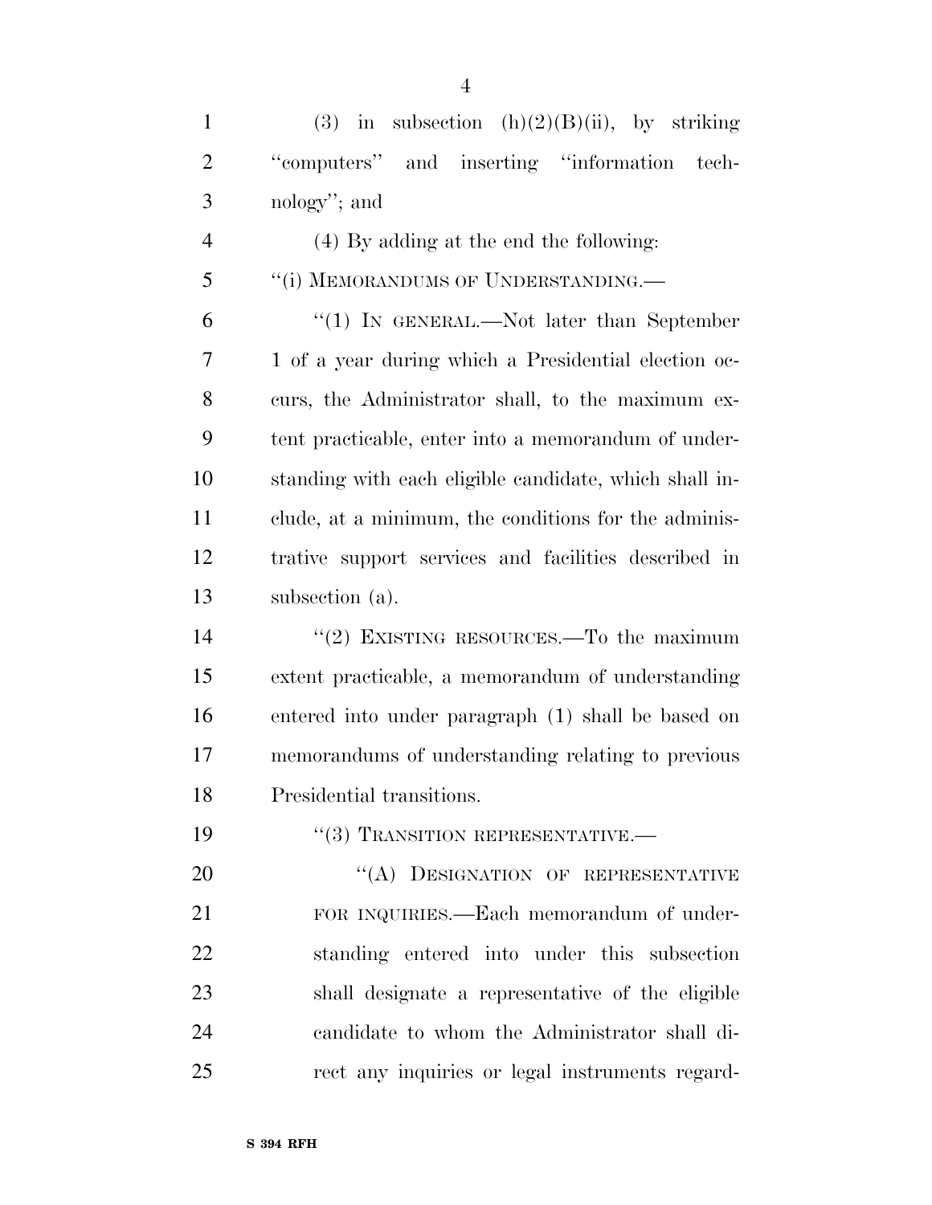(3) in subsection (h)(2)(B)(ii), by striking "computers" and inserting "information technology"; and

(4) By adding at the end the following:

"(i) MEMORANDUMS OF UNDERSTANDING.—

"(1) IN GENERAL.—Not later than September 1 of a year during which a Presidential election occurs, the Administrator shall, to the maximum extent practicable, enter into a memorandum of understanding with each eligible candidate, which shall include, at a minimum, the conditions for the administrative support services and facilities described in subsection (a).

"(2) EXISTING RESOURCES.—To the maximum extent practicable, a memorandum of understanding entered into under paragraph (1) shall be based on memorandums of understanding relating to previous Presidential transitions.

"(3) TRANSITION REPRESENTATIVE.—

"(A) DESIGNATION OF REPRESENTATIVE FOR INQUIRIES.—Each memorandum of understanding entered into under this subsection shall designate a representative of the eligible candidate to whom the Administrator shall direct any inquiries or legal instruments regard-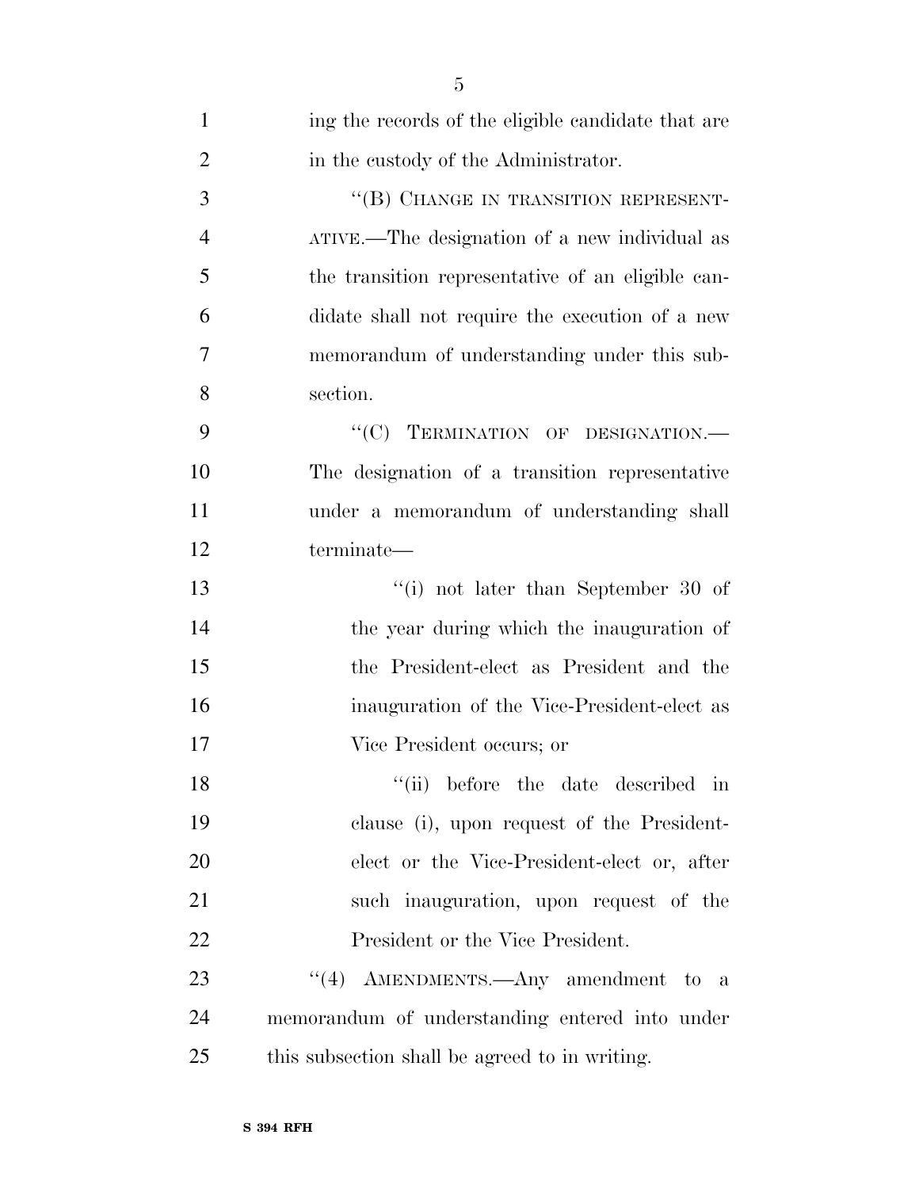ing the records of the eligible candidate that are in the custody of the Administrator.

''(B) CHANGE IN TRANSITION REPRESENTATIVE.—The designation of a new individual as the transition representative of an eligible candidate shall not require the execution of a new memorandum of understanding under this subsection.

''(C) TERMINATION OF DESIGNATION.—The designation of a transition representative under a memorandum of understanding shall terminate—

''(i) not later than September 30 of the year during which the inauguration of the President-elect as President and the inauguration of the Vice-President-elect as Vice President occurs; or

''(ii) before the date described in clause (i), upon request of the President-elect or the Vice-President-elect or, after such inauguration, upon request of the President or the Vice President.

''(4) AMENDMENTS.—Any amendment to a memorandum of understanding entered into under this subsection shall be agreed to in writing.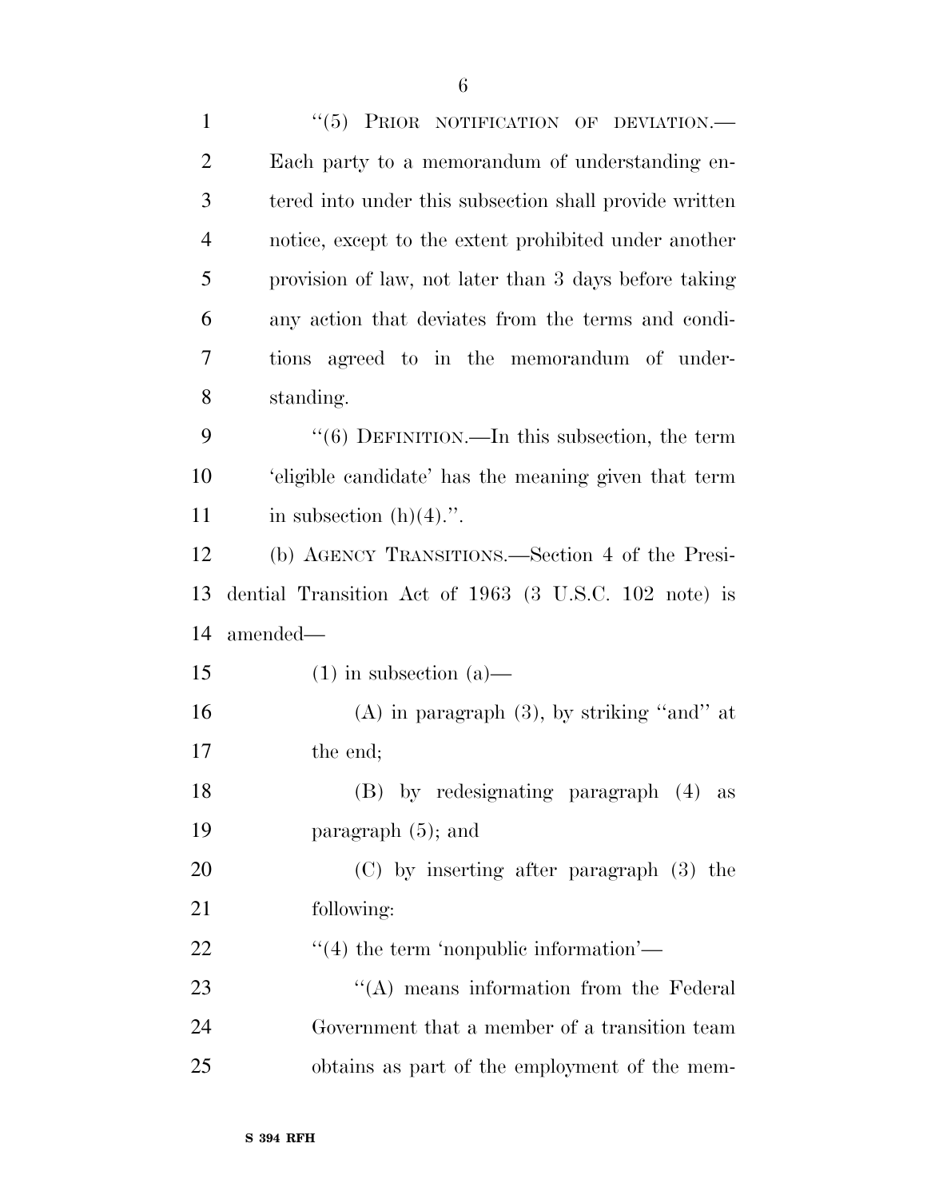"(5) PRIOR NOTIFICATION OF DEVIATION.—Each party to a memorandum of understanding entered into under this subsection shall provide written notice, except to the extent prohibited under another provision of law, not later than 3 days before taking any action that deviates from the terms and conditions agreed to in the memorandum of understanding.

"(6) DEFINITION.—In this subsection, the term 'eligible candidate' has the meaning given that term in subsection (h)(4).".

(b) AGENCY TRANSITIONS.—Section 4 of the Presidential Transition Act of 1963 (3 U.S.C. 102 note) is amended—

(1) in subsection (a)—

(A) in paragraph (3), by striking "and" at the end;

(B) by redesignating paragraph (4) as paragraph (5); and

(C) by inserting after paragraph (3) the following:

"(4) the term 'nonpublic information'—

"(A) means information from the Federal Government that a member of a transition team obtains as part of the employment of the mem-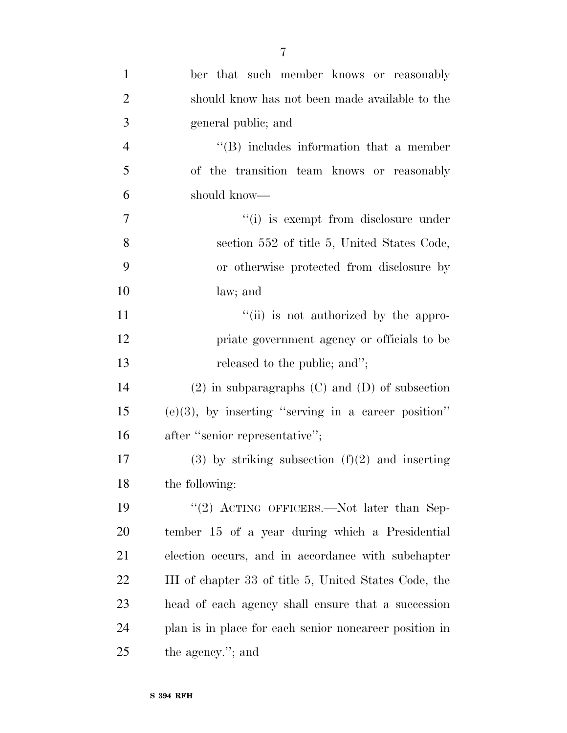ber that such member knows or reasonably should know has not been made available to the general public; and

''(B) includes information that a member of the transition team knows or reasonably should know—

''(i) is exempt from disclosure under section 552 of title 5, United States Code, or otherwise protected from disclosure by law; and

''(ii) is not authorized by the appropriate government agency or officials to be released to the public; and'';

(2) in subparagraphs (C) and (D) of subsection (e)(3), by inserting ''serving in a career position'' after ''senior representative'';

(3) by striking subsection (f)(2) and inserting the following:

''(2) ACTING OFFICERS.—Not later than September 15 of a year during which a Presidential election occurs, and in accordance with subchapter III of chapter 33 of title 5, United States Code, the head of each agency shall ensure that a succession plan is in place for each senior noncareer position in the agency.''; and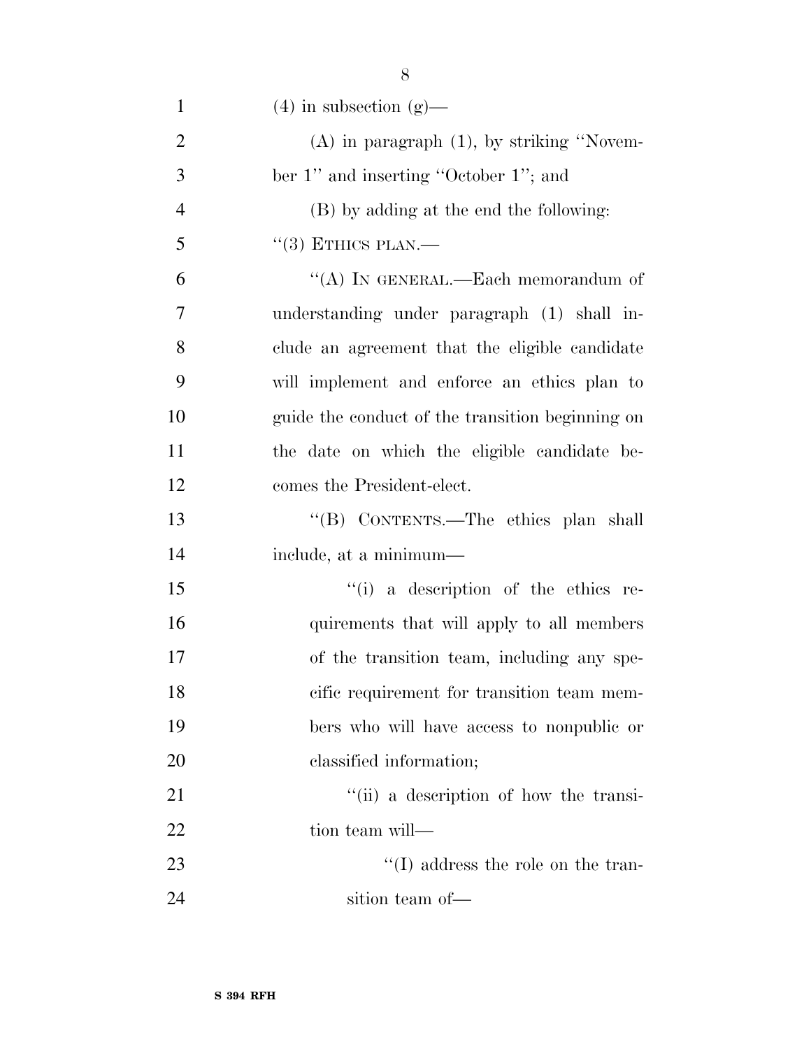(4) in subsection (g)—

(A) in paragraph (1), by striking ''November 1'' and inserting ''October 1''; and

(B) by adding at the end the following:

''(3) ETHICS PLAN.—

''(A) IN GENERAL.—Each memorandum of understanding under paragraph (1) shall include an agreement that the eligible candidate will implement and enforce an ethics plan to guide the conduct of the transition beginning on the date on which the eligible candidate becomes the President-elect.

''(B) CONTENTS.—The ethics plan shall include, at a minimum—

''(i) a description of the ethics requirements that will apply to all members of the transition team, including any specific requirement for transition team members who will have access to nonpublic or classified information;

''(ii) a description of how the transition team will—

''(I) address the role on the transition team of—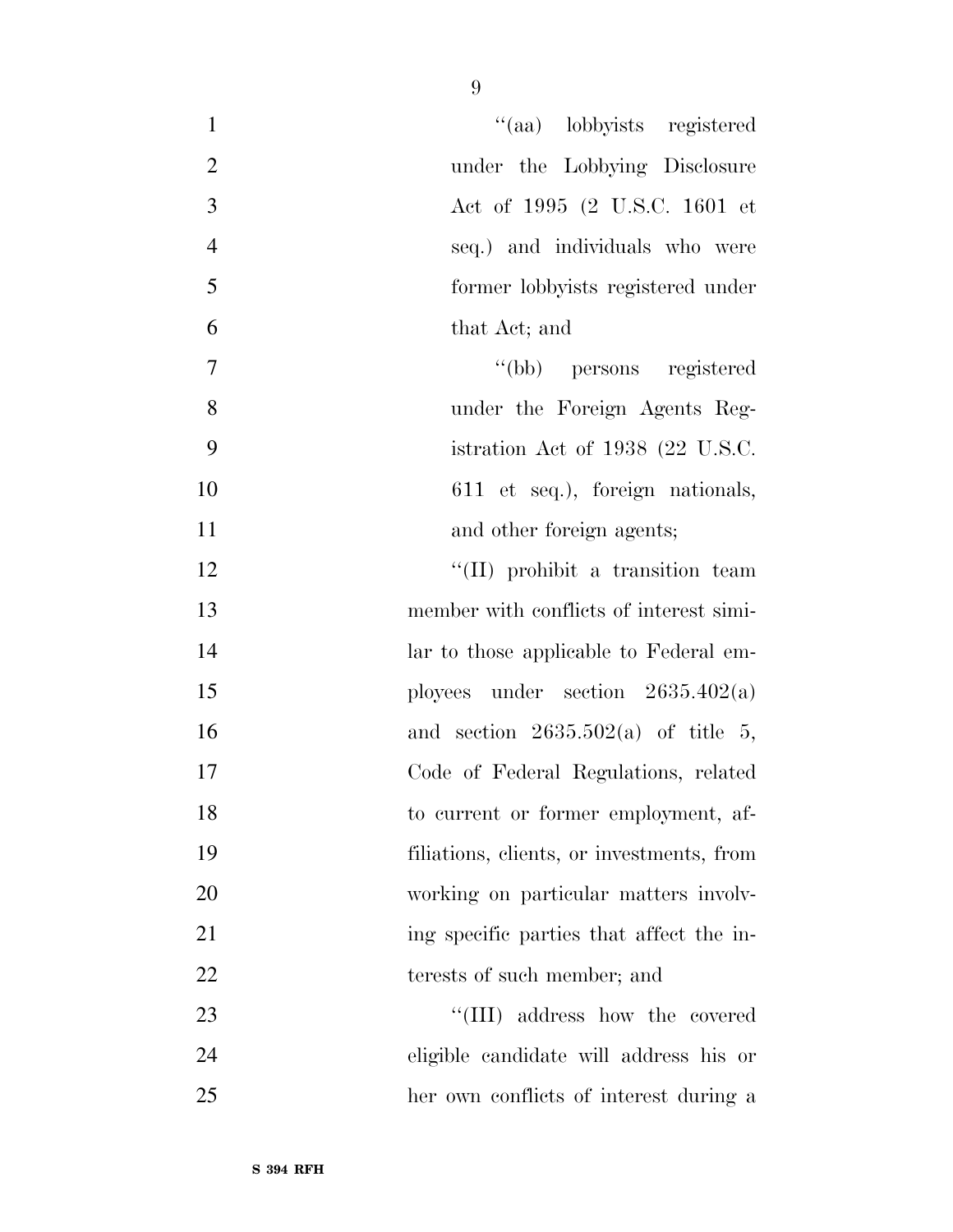''(aa) lobbyists registered under the Lobbying Disclosure Act of 1995 (2 U.S.C. 1601 et seq.) and individuals who were former lobbyists registered under that Act; and

''(bb) persons registered under the Foreign Agents Registration Act of 1938 (22 U.S.C. 611 et seq.), foreign nationals, and other foreign agents;

''(II) prohibit a transition team member with conflicts of interest similar to those applicable to Federal employees under section 2635.402(a) and section 2635.502(a) of title 5, Code of Federal Regulations, related to current or former employment, affiliations, clients, or investments, from working on particular matters involving specific parties that affect the interests of such member; and

''(III) address how the covered eligible candidate will address his or her own conflicts of interest during a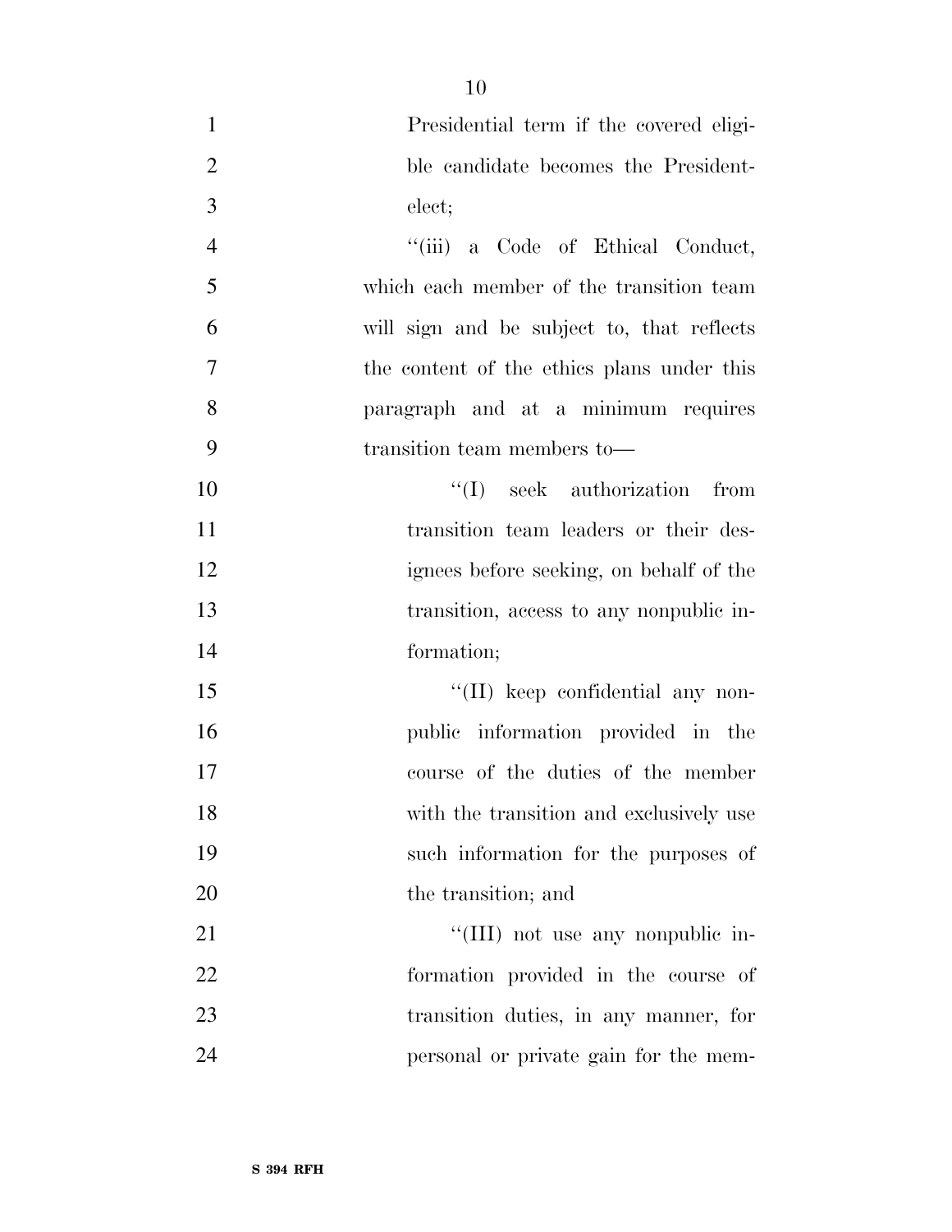Presidential term if the covered eligible candidate becomes the President-elect;

''(iii) a Code of Ethical Conduct, which each member of the transition team will sign and be subject to, that reflects the content of the ethics plans under this paragraph and at a minimum requires transition team members to—

''(I) seek authorization from transition team leaders or their designees before seeking, on behalf of the transition, access to any nonpublic information;

''(II) keep confidential any nonpublic information provided in the course of the duties of the member with the transition and exclusively use such information for the purposes of the transition; and

''(III) not use any nonpublic information provided in the course of transition duties, in any manner, for personal or private gain for the mem-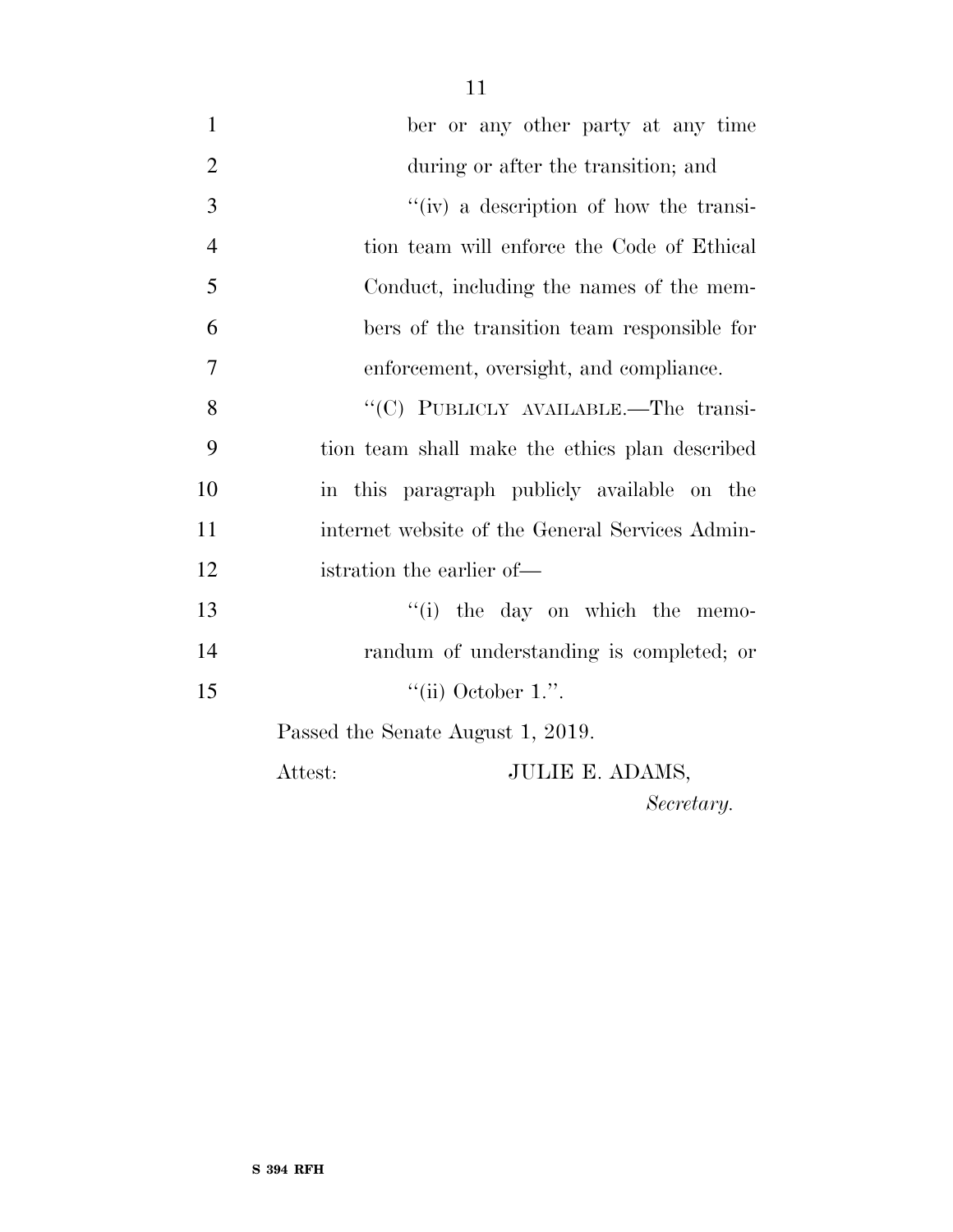ber or any other party at any time during or after the transition; and

''(iv) a description of how the transition team will enforce the Code of Ethical Conduct, including the names of the members of the transition team responsible for enforcement, oversight, and compliance.

''(C) PUBLICLY AVAILABLE.—The transition team shall make the ethics plan described in this paragraph publicly available on the internet website of the General Services Administration the earlier of—

''(i) the day on which the memorandum of understanding is completed; or

''(ii) October 1.''.

Passed the Senate August 1, 2019.

Attest: JULIE E. ADAMS,

*Secretary.*